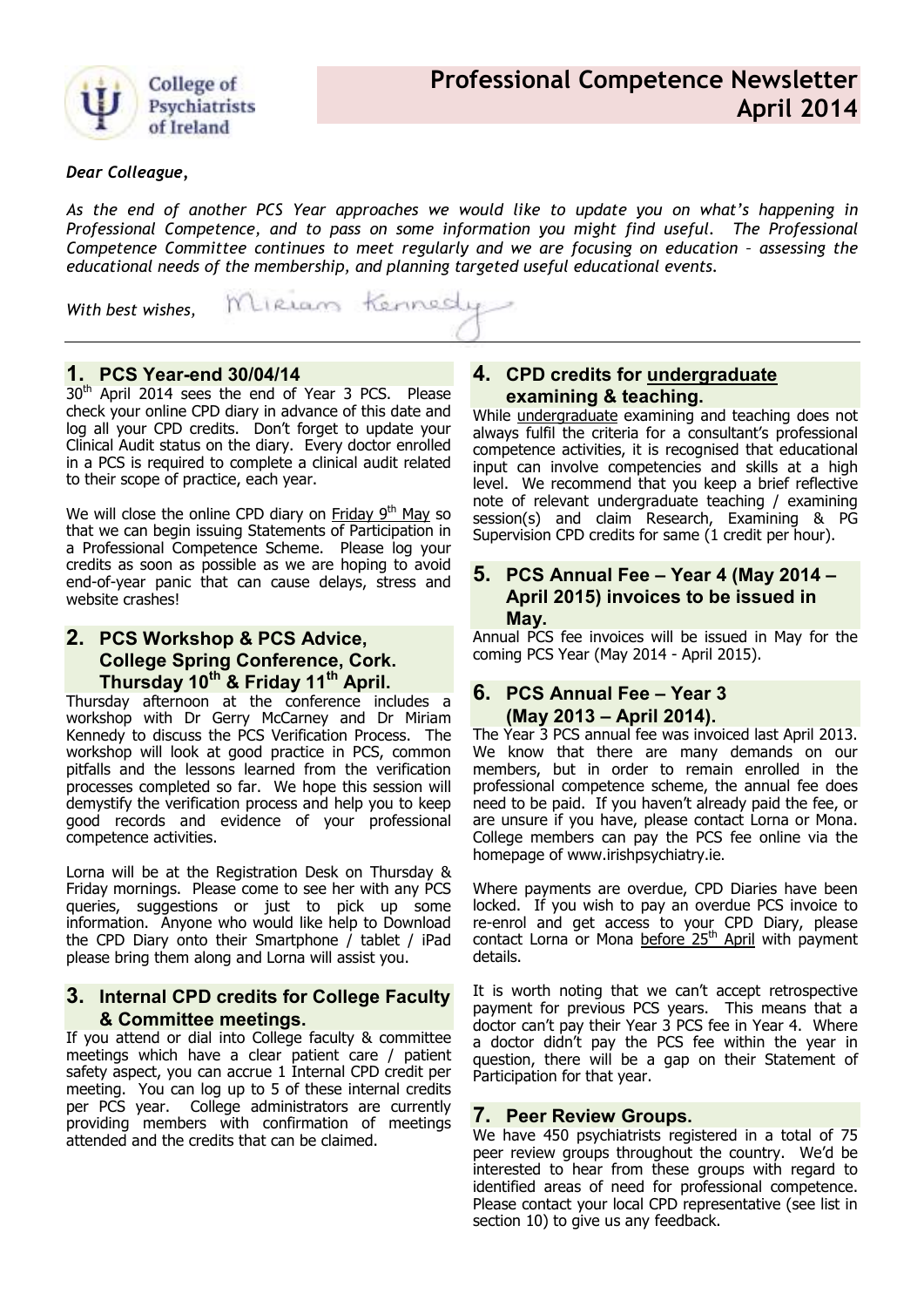College of Psychiatrists of Ireland

# Professional Competence Newsletter April 2014

*Dear Colleague,*

*As the end of another PCS Year approaches we would like to update you on what's happening in Professional Competence, and to pass on some information you might find useful. The Professional Competence Committee continues to meet regularly and we are focusing on education – assessing the educational needs of the membership, and planning targeted useful educational events.*

*With best wishes,* Miriam Kennedy

## 1. PCS Year-end 30/04/14

30th April 2014 sees the end of Year 3 PCS. Please check your online CPD diary in advance of this date and log all your CPD credits. Don't forget to update your Clinical Audit status on the diary. Every doctor enrolled in a PCS is required to complete a clinical audit related to their scope of practice, each year.

We will close the online CPD diary on Friday 9th May so that we can begin issuing Statements of Participation in a Professional Competence Scheme. Please log your credits as soon as possible as we are hoping to avoid end-of-year panic that can cause delays, stress and website crashes!

## 2. PCS Workshop & PCS Advice, College Spring Conference, Cork. Thursday 10th & Friday 11th April.

Thursday afternoon at the conference includes a workshop with Dr Gerry McCarney and Dr Miriam Kennedy to discuss the PCS Verification Process. The workshop will look at good practice in PCS, common pitfalls and the lessons learned from the verification processes completed so far. We hope this session will demystify the verification process and help you to keep good records and evidence of your professional competence activities.

Lorna will be at the Registration Desk on Thursday & Friday mornings. Please come to see her with any PCS queries, suggestions or just to pick up some information. Anyone who would like help to Download the CPD Diary onto their Smartphone / tablet / iPad please bring them along and Lorna will assist you.

## 3. Internal CPD credits for College Faculty & Committee meetings.

If you attend or dial into College faculty & committee meetings which have a clear patient care / patient safety aspect, you can accrue 1 Internal CPD credit per meeting. You can log up to 5 of these internal credits per PCS year. College administrators are currently providing members with confirmation of meetings attended and the credits that can be claimed.

## 4. CPD credits for undergraduate examining & teaching.

While undergraduate examining and teaching does not always fulfil the criteria for a consultant's professional competence activities, it is recognised that educational input can involve competencies and skills at a high level. We recommend that you keep a brief reflective note of relevant undergraduate teaching / examining session(s) and claim Research, Examining & PG Supervision CPD credits for same (1 credit per hour).

## 5. PCS Annual Fee – Year 4 (May 2014 – April 2015) invoices to be issued in May.

Annual PCS fee invoices will be issued in May for the coming PCS Year (May 2014 - April 2015).

## 6. PCS Annual Fee – Year 3 (May 2013 – April 2014).

The Year 3 PCS annual fee was invoiced last April 2013. We know that there are many demands on our members, but in order to remain enrolled in the professional competence scheme, the annual fee does need to be paid. If you haven't already paid the fee, or are unsure if you have, please contact Lorna or Mona. College members can pay the PCS fee online via the homepage of www.irishpsychiatry.ie.

Where payments are overdue, CPD Diaries have been locked. If you wish to pay an overdue PCS invoice to re-enrol and get access to your CPD Diary, please contact Lorna or Mona before 25th April with payment details.

It is worth noting that we can't accept retrospective payment for previous PCS years. This means that a doctor can't pay their Year 3 PCS fee in Year 4. Where a doctor didn't pay the PCS fee within the year in question, there will be a gap on their Statement of Participation for that year.

## 7. Peer Review Groups.

We have 450 psychiatrists registered in a total of 75 peer review groups throughout the country. We'd be interested to hear from these groups with regard to identified areas of need for professional competence. Please contact your local CPD representative (see list in section 10) to give us any feedback.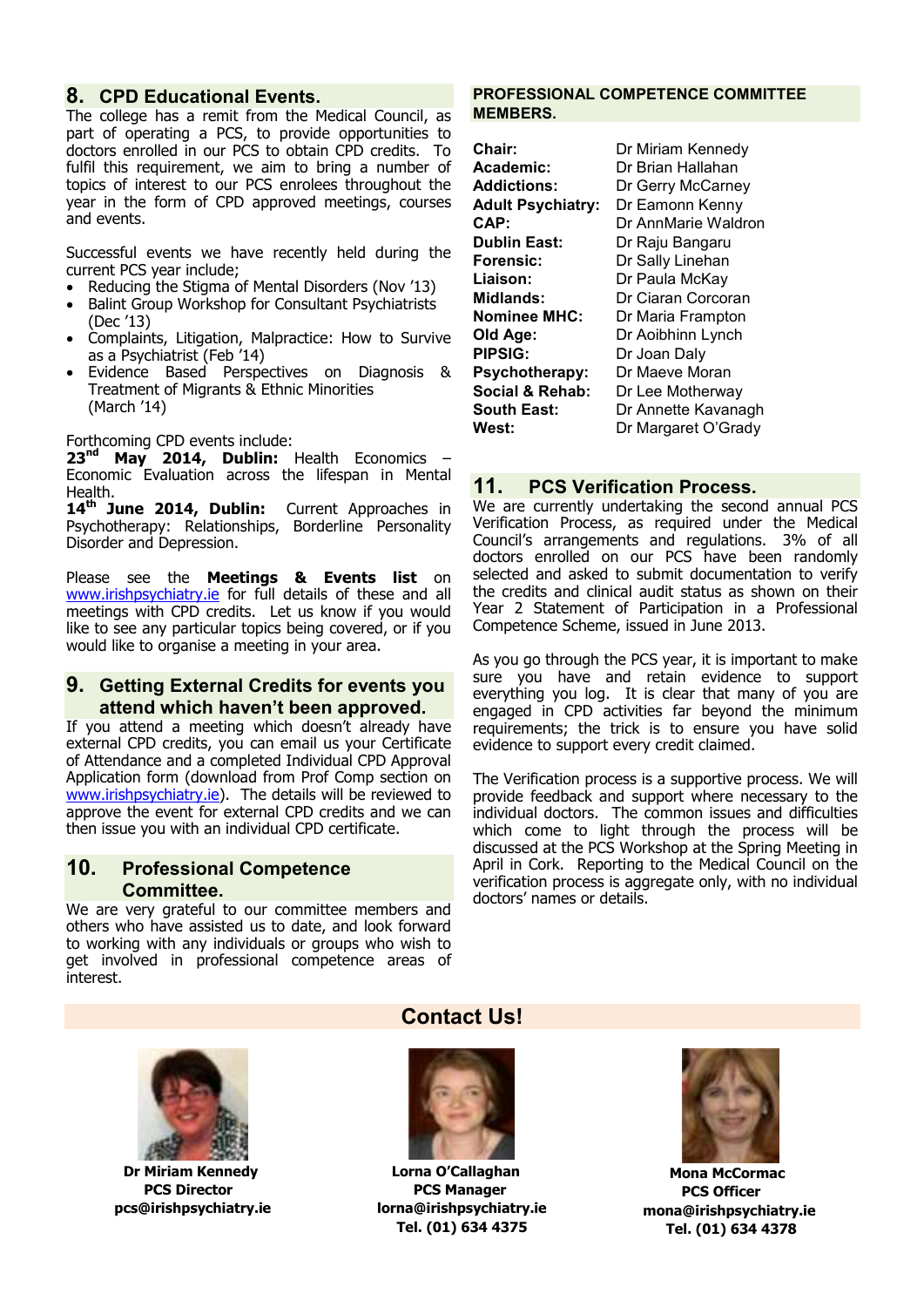## 8. CPD Educational Events.

The college has a remit from the Medical Council, as part of operating a PCS, to provide opportunities to doctors enrolled in our PCS to obtain CPD credits. To fulfil this requirement, we aim to bring a number of topics of interest to our PCS enrolees throughout the year in the form of CPD approved meetings, courses and events.

Successful events we have recently held during the current PCS year include;

- Reducing the Stigma of Mental Disorders (Nov '13)
- Balint Group Workshop for Consultant Psychiatrists (Dec '13)
- Complaints, Litigation, Malpractice: How to Survive as a Psychiatrist (Feb '14)
- Evidence Based Perspectives on Diagnosis & Treatment of Migrants & Ethnic Minorities (March '14)

Forthcoming CPD events include:
**23rd May 2014, Dublin:** Health Economics – Economic Evaluation across the lifespan in Mental Health.
**14th June 2014, Dublin:** Current Approaches in Psychotherapy: Relationships, Borderline Personality Disorder and Depression.

Please see the **Meetings & Events list** on www.irishpsychiatry.ie for full details of these and all meetings with CPD credits. Let us know if you would like to see any particular topics being covered, or if you would like to organise a meeting in your area.

## 9. Getting External Credits for events you attend which haven't been approved.

If you attend a meeting which doesn't already have external CPD credits, you can email us your Certificate of Attendance and a completed Individual CPD Approval Application form (download from Prof Comp section on www.irishpsychiatry.ie). The details will be reviewed to approve the event for external CPD credits and we can then issue you with an individual CPD certificate.

## 10. Professional Competence Committee.

We are very grateful to our committee members and others who have assisted us to date, and look forward to working with any individuals or groups who wish to get involved in professional competence areas of interest.

### PROFESSIONAL COMPETENCE COMMITTEE MEMBERS.

| | |
|---|---|
| **Chair:** | Dr Miriam Kennedy |
| **Academic:** | Dr Brian Hallahan |
| **Addictions:** | Dr Gerry McCarney |
| **Adult Psychiatry:** | Dr Eamonn Kenny |
| **CAP:** | Dr AnnMarie Waldron |
| **Dublin East:** | Dr Raju Bangaru |
| **Forensic:** | Dr Sally Linehan |
| **Liaison:** | Dr Paula McKay |
| **Midlands:** | Dr Ciaran Corcoran |
| **Nominee MHC:** | Dr Maria Frampton |
| **Old Age:** | Dr Aoibhinn Lynch |
| **PIPSIG:** | Dr Joan Daly |
| **Psychotherapy:** | Dr Maeve Moran |
| **Social & Rehab:** | Dr Lee Motherway |
| **South East:** | Dr Annette Kavanagh |
| **West:** | Dr Margaret O'Grady |

## 11. PCS Verification Process.

We are currently undertaking the second annual PCS Verification Process, as required under the Medical Council's arrangements and regulations. 3% of all doctors enrolled on our PCS have been randomly selected and asked to submit documentation to verify the credits and clinical audit status as shown on their Year 2 Statement of Participation in a Professional Competence Scheme, issued in June 2013.

As you go through the PCS year, it is important to make sure you have and retain evidence to support everything you log. It is clear that many of you are engaged in CPD activities far beyond the minimum requirements; the trick is to ensure you have solid evidence to support every credit claimed.

The Verification process is a supportive process. We will provide feedback and support where necessary to the individual doctors. The common issues and difficulties which come to light through the process will be discussed at the PCS Workshop at the Spring Meeting in April in Cork. Reporting to the Medical Council on the verification process is aggregate only, with no individual doctors' names or details.

## Contact Us!

**Dr Miriam Kennedy**
**PCS Director**
**pcs@irishpsychiatry.ie**

**Lorna O'Callaghan**
**PCS Manager**
**lorna@irishpsychiatry.ie**
**Tel. (01) 634 4375**

**Mona McCormac**
**PCS Officer**
**mona@irishpsychiatry.ie**
**Tel. (01) 634 4378**